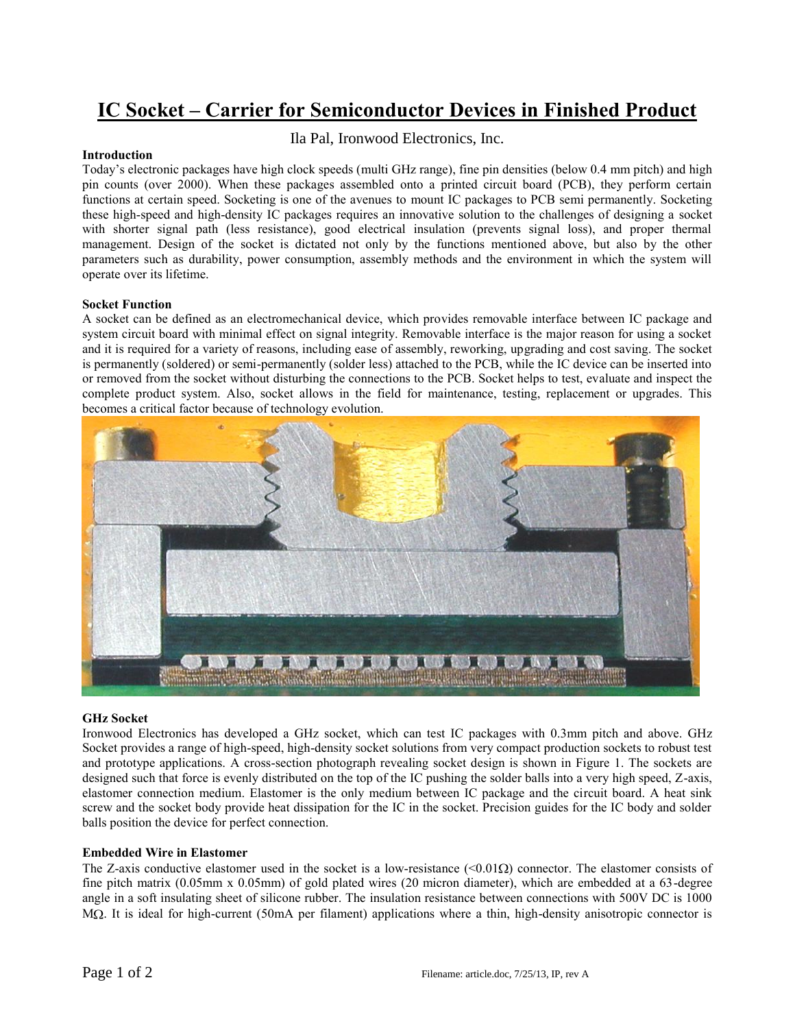# IC Socket – Carrier for Semiconductor Devices in Finished Product

Ila Pal, Ironwood Electronics, Inc.

**Introduction**

Today's electronic packages have high clock speeds (multi GHz range), fine pin densities (below 0.4 mm pitch) and high pin counts (over 2000). When these packages assembled onto a printed circuit board (PCB), they perform certain functions at certain speed. Socketing is one of the avenues to mount IC packages to PCB semi permanently. Socketing these high-speed and high-density IC packages requires an innovative solution to the challenges of designing a socket with shorter signal path (less resistance), good electrical insulation (prevents signal loss), and proper thermal management. Design of the socket is dictated not only by the functions mentioned above, but also by the other parameters such as durability, power consumption, assembly methods and the environment in which the system will operate over its lifetime.

**Socket Function**

A socket can be defined as an electromechanical device, which provides removable interface between IC package and system circuit board with minimal effect on signal integrity. Removable interface is the major reason for using a socket and it is required for a variety of reasons, including ease of assembly, reworking, upgrading and cost saving. The socket is permanently (soldered) or semi-permanently (solder less) attached to the PCB, while the IC device can be inserted into or removed from the socket without disturbing the connections to the PCB. Socket helps to test, evaluate and inspect the complete product system. Also, socket allows in the field for maintenance, testing, replacement or upgrades. This becomes a critical factor because of technology evolution.

**GHz Socket**

Ironwood Electronics has developed a GHz socket, which can test IC packages with 0.3mm pitch and above. GHz Socket provides a range of high-speed, high-density socket solutions from very compact production sockets to robust test and prototype applications. A cross-section photograph revealing socket design is shown in Figure 1. The sockets are designed such that force is evenly distributed on the top of the IC pushing the solder balls into a very high speed, Z-axis, elastomer connection medium. Elastomer is the only medium between IC package and the circuit board. A heat sink screw and the socket body provide heat dissipation for the IC in the socket. Precision guides for the IC body and solder balls position the device for perfect connection.

**Embedded Wire in Elastomer**

The Z-axis conductive elastomer used in the socket is a low-resistance (<0.01Ω) connector. The elastomer consists of fine pitch matrix (0.05mm x 0.05mm) of gold plated wires (20 micron diameter), which are embedded at a 63-degree angle in a soft insulating sheet of silicone rubber. The insulation resistance between connections with 500V DC is 1000 MΩ. It is ideal for high-current (50mA per filament) applications where a thin, high-density anisotropic connector is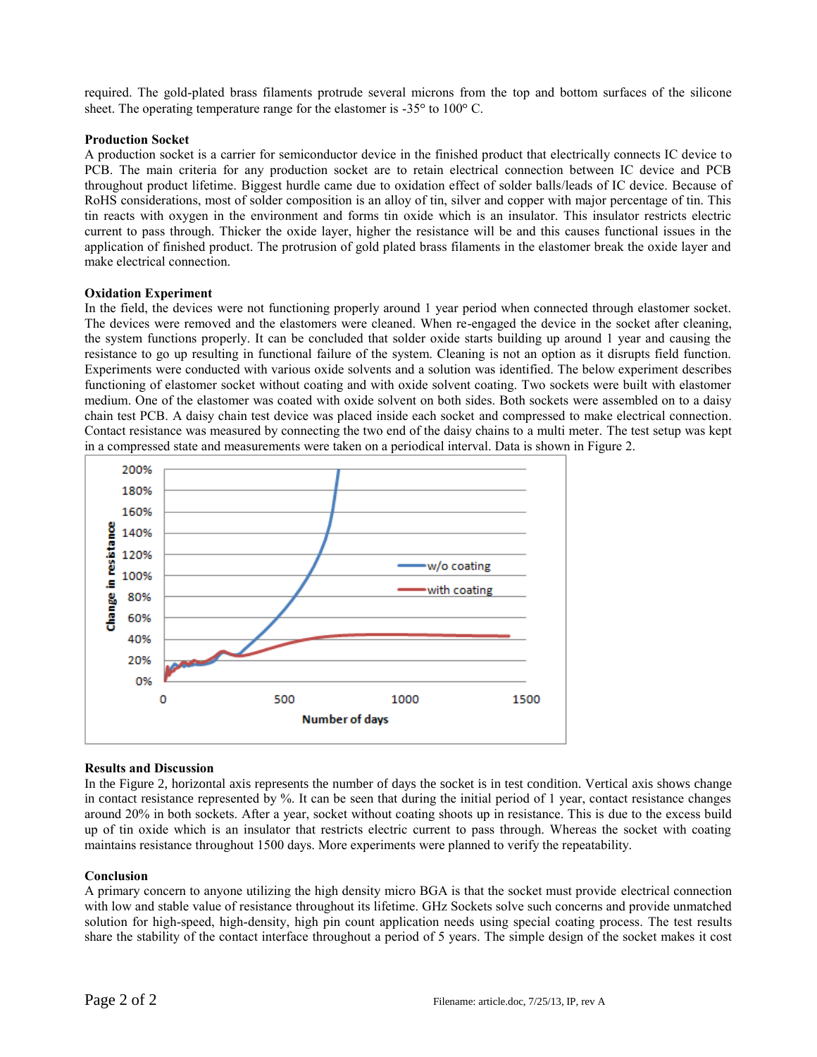required. The gold-plated brass filaments protrude several microns from the top and bottom surfaces of the silicone sheet. The operating temperature range for the elastomer is -35° to 100° C.

**Production Socket**

A production socket is a carrier for semiconductor device in the finished product that electrically connects IC device to PCB. The main criteria for any production socket are to retain electrical connection between IC device and PCB throughout product lifetime. Biggest hurdle came due to oxidation effect of solder balls/leads of IC device. Because of RoHS considerations, most of solder composition is an alloy of tin, silver and copper with major percentage of tin. This tin reacts with oxygen in the environment and forms tin oxide which is an insulator. This insulator restricts electric current to pass through. Thicker the oxide layer, higher the resistance will be and this causes functional issues in the application of finished product. The protrusion of gold plated brass filaments in the elastomer break the oxide layer and make electrical connection.

**Oxidation Experiment**

In the field, the devices were not functioning properly around 1 year period when connected through elastomer socket. The devices were removed and the elastomers were cleaned. When re-engaged the device in the socket after cleaning, the system functions properly. It can be concluded that solder oxide starts building up around 1 year and causing the resistance to go up resulting in functional failure of the system. Cleaning is not an option as it disrupts field function. Experiments were conducted with various oxide solvents and a solution was identified. The below experiment describes functioning of elastomer socket without coating and with oxide solvent coating. Two sockets were built with elastomer medium. One of the elastomer was coated with oxide solvent on both sides. Both sockets were assembled on to a daisy chain test PCB. A daisy chain test device was placed inside each socket and compressed to make electrical connection. Contact resistance was measured by connecting the two end of the daisy chains to a multi meter. The test setup was kept in a compressed state and measurements were taken on a periodical interval. Data is shown in Figure 2.

**Results and Discussion**

In the Figure 2, horizontal axis represents the number of days the socket is in test condition. Vertical axis shows change in contact resistance represented by %. It can be seen that during the initial period of 1 year, contact resistance changes around 20% in both sockets. After a year, socket without coating shoots up in resistance. This is due to the excess build up of tin oxide which is an insulator that restricts electric current to pass through. Whereas the socket with coating maintains resistance throughout 1500 days. More experiments were planned to verify the repeatability.

**Conclusion**

A primary concern to anyone utilizing the high density micro BGA is that the socket must provide electrical connection with low and stable value of resistance throughout its lifetime. GHz Sockets solve such concerns and provide unmatched solution for high-speed, high-density, high pin count application needs using special coating process. The test results share the stability of the contact interface throughout a period of 5 years. The simple design of the socket makes it cost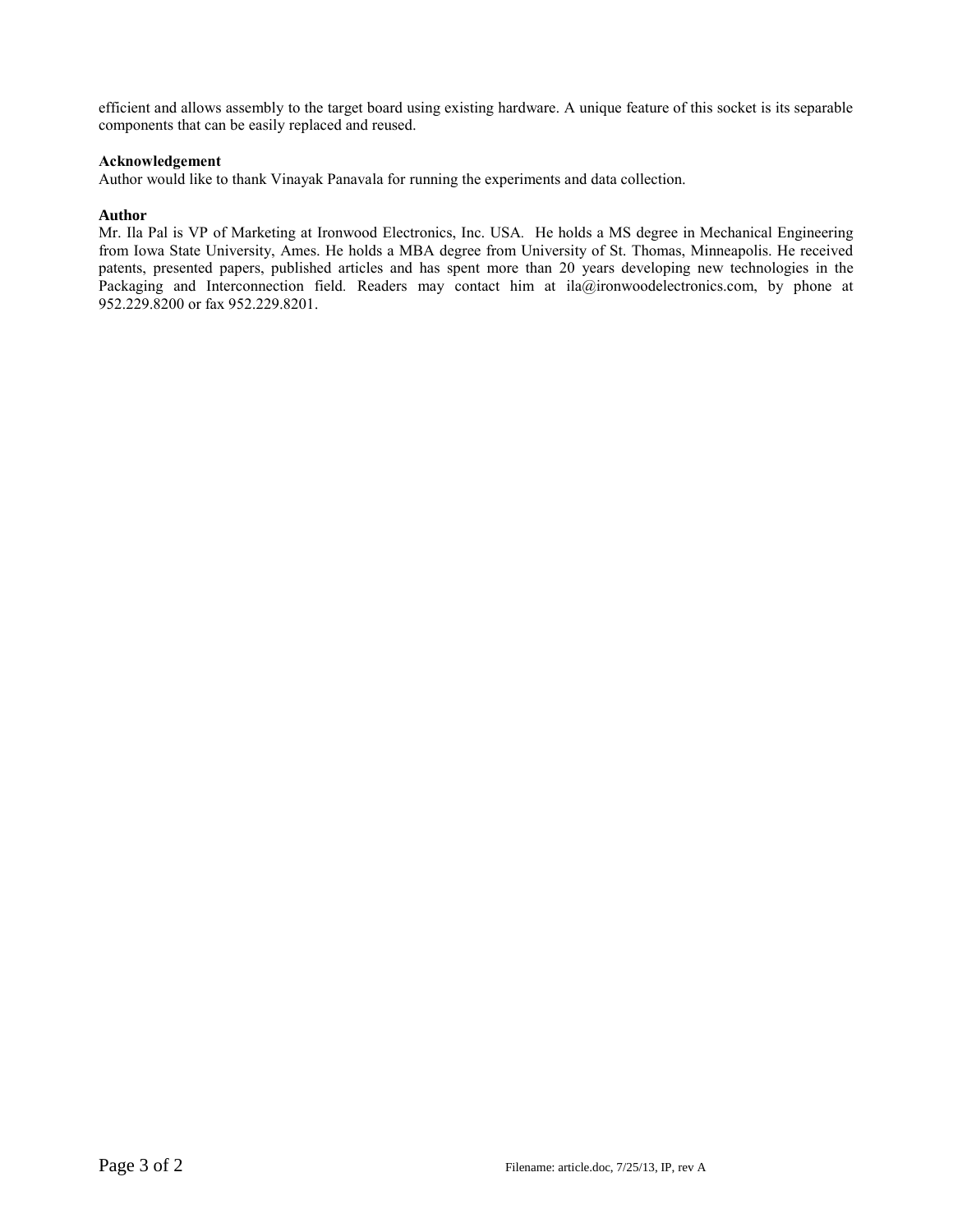efficient and allows assembly to the target board using existing hardware. A unique feature of this socket is its separable components that can be easily replaced and reused.

**Acknowledgement**

Author would like to thank Vinayak Panavala for running the experiments and data collection.

**Author**

Mr. Ila Pal is VP of Marketing at Ironwood Electronics, Inc. USA. He holds a MS degree in Mechanical Engineering from Iowa State University, Ames. He holds a MBA degree from University of St. Thomas, Minneapolis. He received patents, presented papers, published articles and has spent more than 20 years developing new technologies in the Packaging and Interconnection field. Readers may contact him at ila@ironwoodelectronics.com, by phone at 952.229.8200 or fax 952.229.8201.